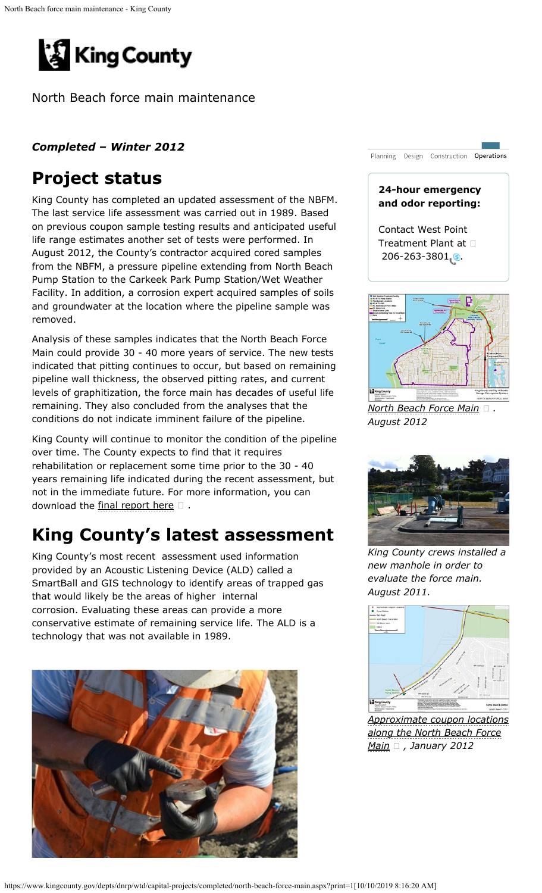# North Beach force main maintenance

***Completed – Winter 2012***

## Project status

King County has completed an updated assessment of the NBFM. The last service life assessment was carried out in 1989. Based on previous coupon sample testing results and anticipated useful life range estimates another set of tests were performed. In August 2012, the County's contractor acquired cored samples from the NBFM, a pressure pipeline extending from North Beach Pump Station to the Carkeek Park Pump Station/Wet Weather Facility. In addition, a corrosion expert acquired samples of soils and groundwater at the location where the pipeline sample was removed.

Analysis of these samples indicates that the North Beach Force Main could provide 30 - 40 more years of service. The new tests indicated that pitting continues to occur, but based on remaining pipeline wall thickness, the observed pitting rates, and current levels of graphitization, the force main has decades of useful life remaining. They also concluded from the analyses that the conditions do not indicate imminent failure of the pipeline.

King County will continue to monitor the condition of the pipeline over time. The County expects to find that it requires rehabilitation or replacement some time prior to the 30 - 40 years remaining life indicated during the recent assessment, but not in the immediate future. For more information, you can download the final report here.

## King County's latest assessment

King County's most recent assessment used information provided by an Acoustic Listening Device (ALD) called a SmartBall and GIS technology to identify areas of trapped gas that would likely be the areas of higher internal corrosion. Evaluating these areas can provide a more conservative estimate of remaining service life. The ALD is a technology that was not available in 1989.

Planning | Design | Construction | **Operations**

**24-hour emergency and odor reporting:**

Contact West Point Treatment Plant at 206-263-3801.

*North Beach Force Main. August 2012*

*King County crews installed a new manhole in order to evaluate the force main. August 2011.*

*Approximate coupon locations along the North Beach Force Main, January 2012*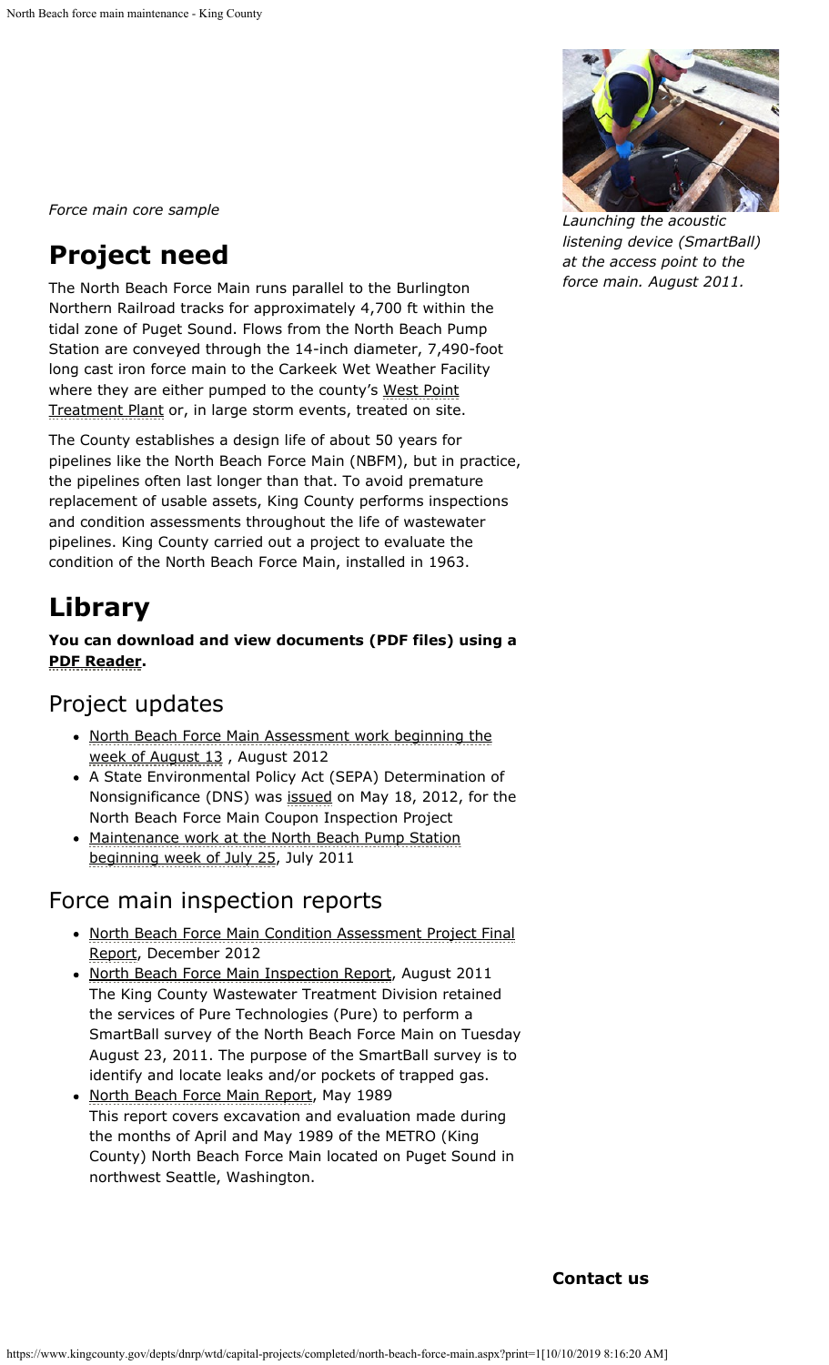*Force main core sample*

*Launching the acoustic listening device (SmartBall) at the access point to the force main. August 2011.*

# Project need

The North Beach Force Main runs parallel to the Burlington Northern Railroad tracks for approximately 4,700 ft within the tidal zone of Puget Sound. Flows from the North Beach Pump Station are conveyed through the 14-inch diameter, 7,490-foot long cast iron force main to the Carkeek Wet Weather Facility where they are either pumped to the county's West Point Treatment Plant or, in large storm events, treated on site.

The County establishes a design life of about 50 years for pipelines like the North Beach Force Main (NBFM), but in practice, the pipelines often last longer than that. To avoid premature replacement of usable assets, King County performs inspections and condition assessments throughout the life of wastewater pipelines. King County carried out a project to evaluate the condition of the North Beach Force Main, installed in 1963.

# Library

**You can download and view documents (PDF files) using a PDF Reader.**

## Project updates

- North Beach Force Main Assessment work beginning the week of August 13 , August 2012
- A State Environmental Policy Act (SEPA) Determination of Nonsignificance (DNS) was issued on May 18, 2012, for the North Beach Force Main Coupon Inspection Project
- Maintenance work at the North Beach Pump Station beginning week of July 25, July 2011

## Force main inspection reports

- North Beach Force Main Condition Assessment Project Final Report, December 2012
- North Beach Force Main Inspection Report, August 2011
  The King County Wastewater Treatment Division retained the services of Pure Technologies (Pure) to perform a SmartBall survey of the North Beach Force Main on Tuesday August 23, 2011. The purpose of the SmartBall survey is to identify and locate leaks and/or pockets of trapped gas.
- North Beach Force Main Report, May 1989
  This report covers excavation and evaluation made during the months of April and May 1989 of the METRO (King County) North Beach Force Main located on Puget Sound in northwest Seattle, Washington.

**Contact us**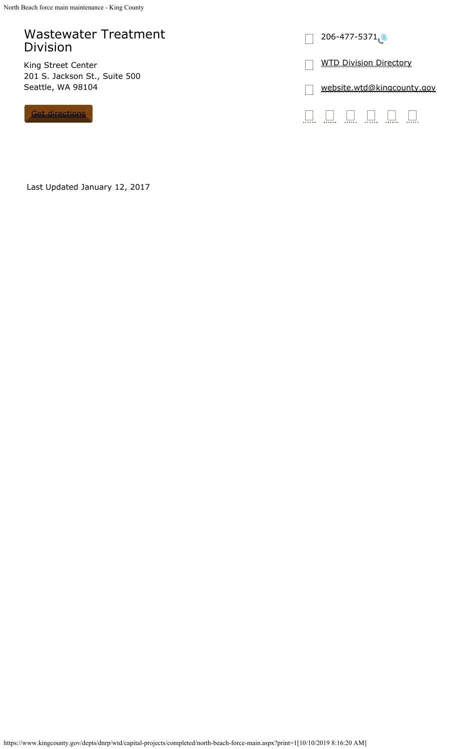## Wastewater Treatment Division

King Street Center
201 S. Jackson St., Suite 500
Seattle, WA 98104

Get directions

206-477-5371

WTD Division Directory

website.wtd@kingcounty.gov

Last Updated January 12, 2017